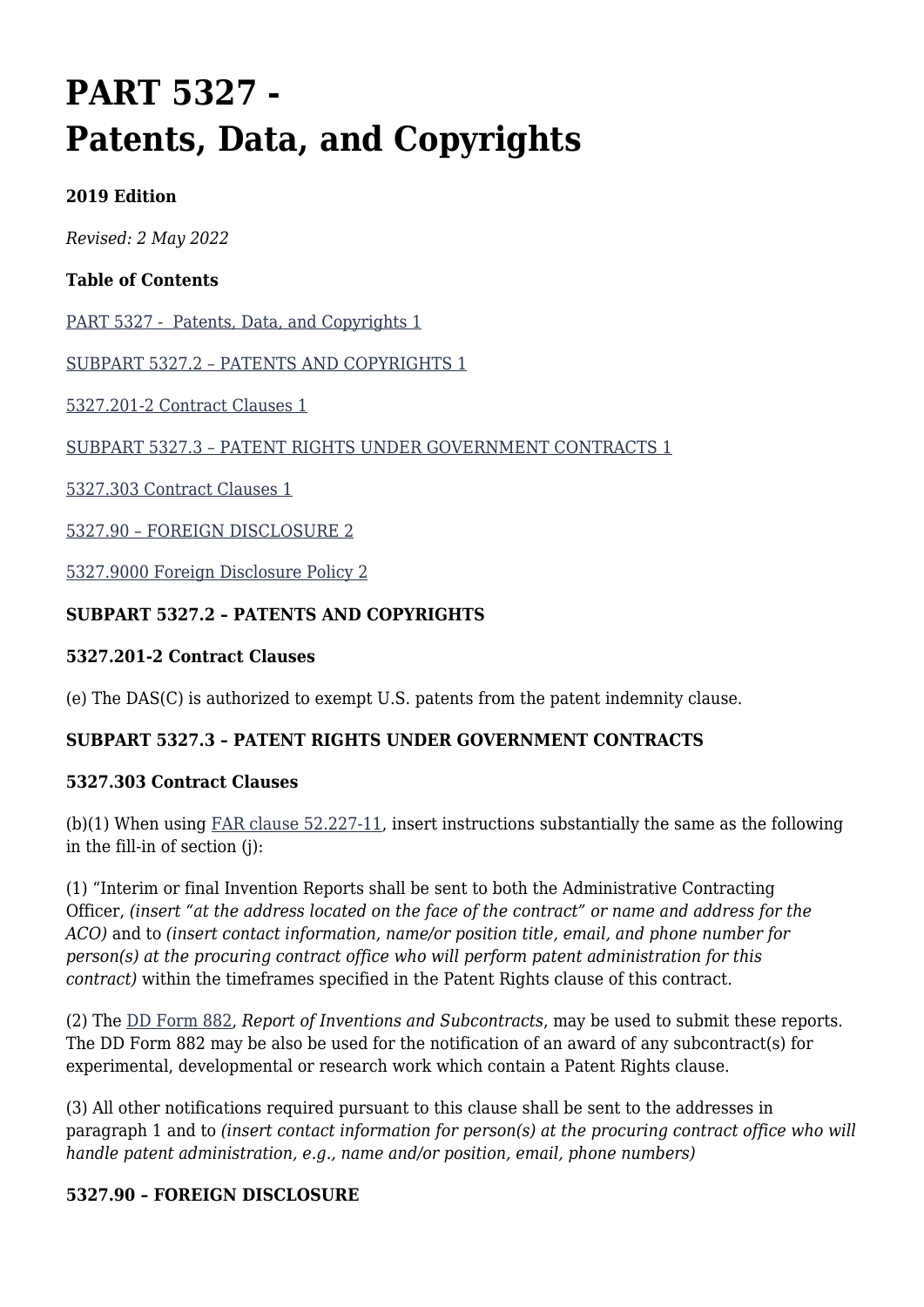# PART 5327 - Patents, Data, and Copyrights

**2019 Edition**

*Revised: 2 May 2022*

**Table of Contents**

[PART 5327 - Patents, Data, and Copyrights 1]()

[SUBPART 5327.2 – PATENTS AND COPYRIGHTS 1]()

[5327.201-2 Contract Clauses 1]()

[SUBPART 5327.3 – PATENT RIGHTS UNDER GOVERNMENT CONTRACTS 1]()

[5327.303 Contract Clauses 1]()

[5327.90 – FOREIGN DISCLOSURE 2]()

[5327.9000 Foreign Disclosure Policy 2]()

**SUBPART 5327.2 – PATENTS AND COPYRIGHTS**

**5327.201-2 Contract Clauses**

(e) The DAS(C) is authorized to exempt U.S. patents from the patent indemnity clause.

**SUBPART 5327.3 – PATENT RIGHTS UNDER GOVERNMENT CONTRACTS**

**5327.303 Contract Clauses**

(b)(1) When using [FAR clause 52.227-11](), insert instructions substantially the same as the following in the fill-in of section (j):

(1) "Interim or final Invention Reports shall be sent to both the Administrative Contracting Officer, *(insert "at the address located on the face of the contract" or name and address for the ACO)* and to *(insert contact information, name/or position title, email, and phone number for person(s) at the procuring contract office who will perform patent administration for this contract)* within the timeframes specified in the Patent Rights clause of this contract.

(2) The [DD Form 882](), *Report of Inventions and Subcontracts*, may be used to submit these reports. The DD Form 882 may be also be used for the notification of an award of any subcontract(s) for experimental, developmental or research work which contain a Patent Rights clause.

(3) All other notifications required pursuant to this clause shall be sent to the addresses in paragraph 1 and to *(insert contact information for person(s) at the procuring contract office who will handle patent administration, e.g., name and/or position, email, phone numbers)*

**5327.90 – FOREIGN DISCLOSURE**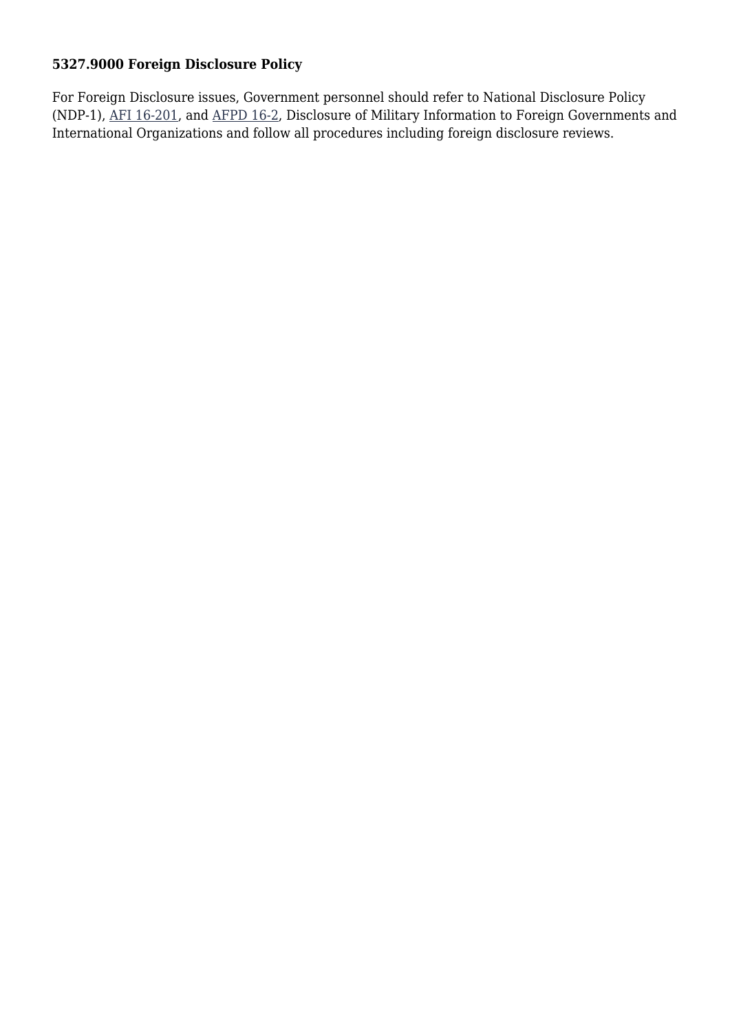### 5327.9000 Foreign Disclosure Policy

For Foreign Disclosure issues, Government personnel should refer to National Disclosure Policy (NDP-1), AFI 16-201, and AFPD 16-2, Disclosure of Military Information to Foreign Governments and International Organizations and follow all procedures including foreign disclosure reviews.